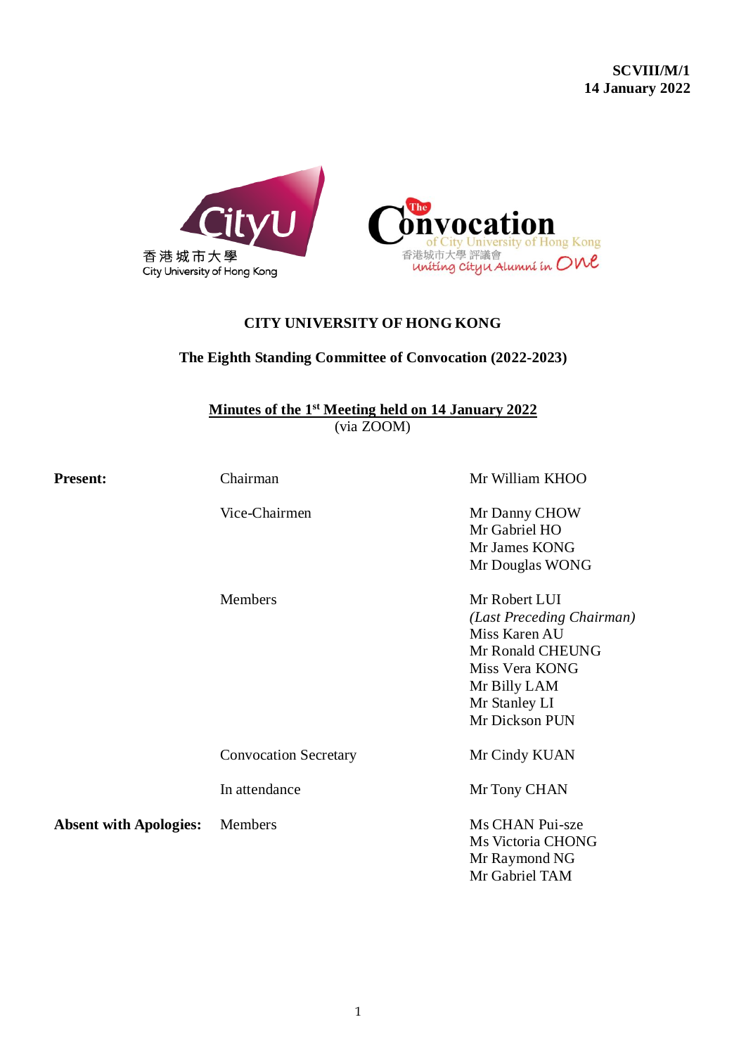SCVIII/M/1
14 January 2022

**CITY UNIVERSITY OF HONG KONG**

**The Eighth Standing Committee of Convocation (2022-2023)**

**Minutes of the 1st Meeting held on 14 January 2022**
(via ZOOM)

| | | |
|---|---|---|
| **Present:** | Chairman | Mr William KHOO |
| | Vice-Chairmen | Mr Danny CHOW<br>Mr Gabriel HO<br>Mr James KONG<br>Mr Douglas WONG |
| | Members | Mr Robert LUI<br>*(Last Preceding Chairman)*<br>Miss Karen AU<br>Mr Ronald CHEUNG<br>Miss Vera KONG<br>Mr Billy LAM<br>Mr Stanley LI<br>Mr Dickson PUN |
| | Convocation Secretary | Mr Cindy KUAN |
| | In attendance | Mr Tony CHAN |
| **Absent with Apologies:** | Members | Ms CHAN Pui-sze<br>Ms Victoria CHONG<br>Mr Raymond NG<br>Mr Gabriel TAM |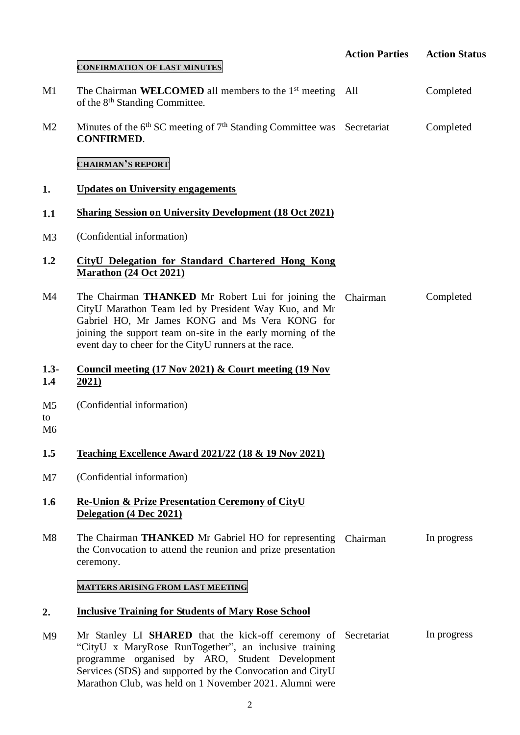| | | Action Parties | Action Status |
|---|---|---|---|
| | **CONFIRMATION OF LAST MINUTES** | | |
| M1 | The Chairman **WELCOMED** all members to the 1st meeting of the 8th Standing Committee. | All | Completed |
| M2 | Minutes of the 6th SC meeting of 7th Standing Committee was **CONFIRMED**. | Secretariat | Completed |
| | **CHAIRMAN'S REPORT** | | |
| **1.** | **Updates on University engagements** | | |
| **1.1** | **Sharing Session on University Development (18 Oct 2021)** | | |
| M3 | (Confidential information) | | |
| **1.2** | **CityU Delegation for Standard Chartered Hong Kong Marathon (24 Oct 2021)** | | |
| M4 | The Chairman **THANKED** Mr Robert Lui for joining the CityU Marathon Team led by President Way Kuo, and Mr Gabriel HO, Mr James KONG and Ms Vera KONG for joining the support team on-site in the early morning of the event day to cheer for the CityU runners at the race. | Chairman | Completed |
| **1.3-1.4** | **Council meeting (17 Nov 2021) & Court meeting (19 Nov 2021)** | | |
| M5 to M6 | (Confidential information) | | |
| **1.5** | **Teaching Excellence Award 2021/22 (18 & 19 Nov 2021)** | | |
| M7 | (Confidential information) | | |
| **1.6** | **Re-Union & Prize Presentation Ceremony of CityU Delegation (4 Dec 2021)** | | |
| M8 | The Chairman **THANKED** Mr Gabriel HO for representing the Convocation to attend the reunion and prize presentation ceremony. | Chairman | In progress |
| | **MATTERS ARISING FROM LAST MEETING** | | |
| **2.** | **Inclusive Training for Students of Mary Rose School** | | |
| M9 | Mr Stanley LI **SHARED** that the kick-off ceremony of "CityU x MaryRose RunTogether", an inclusive training programme organised by ARO, Student Development Services (SDS) and supported by the Convocation and CityU Marathon Club, was held on 1 November 2021. Alumni were | Secretariat | In progress |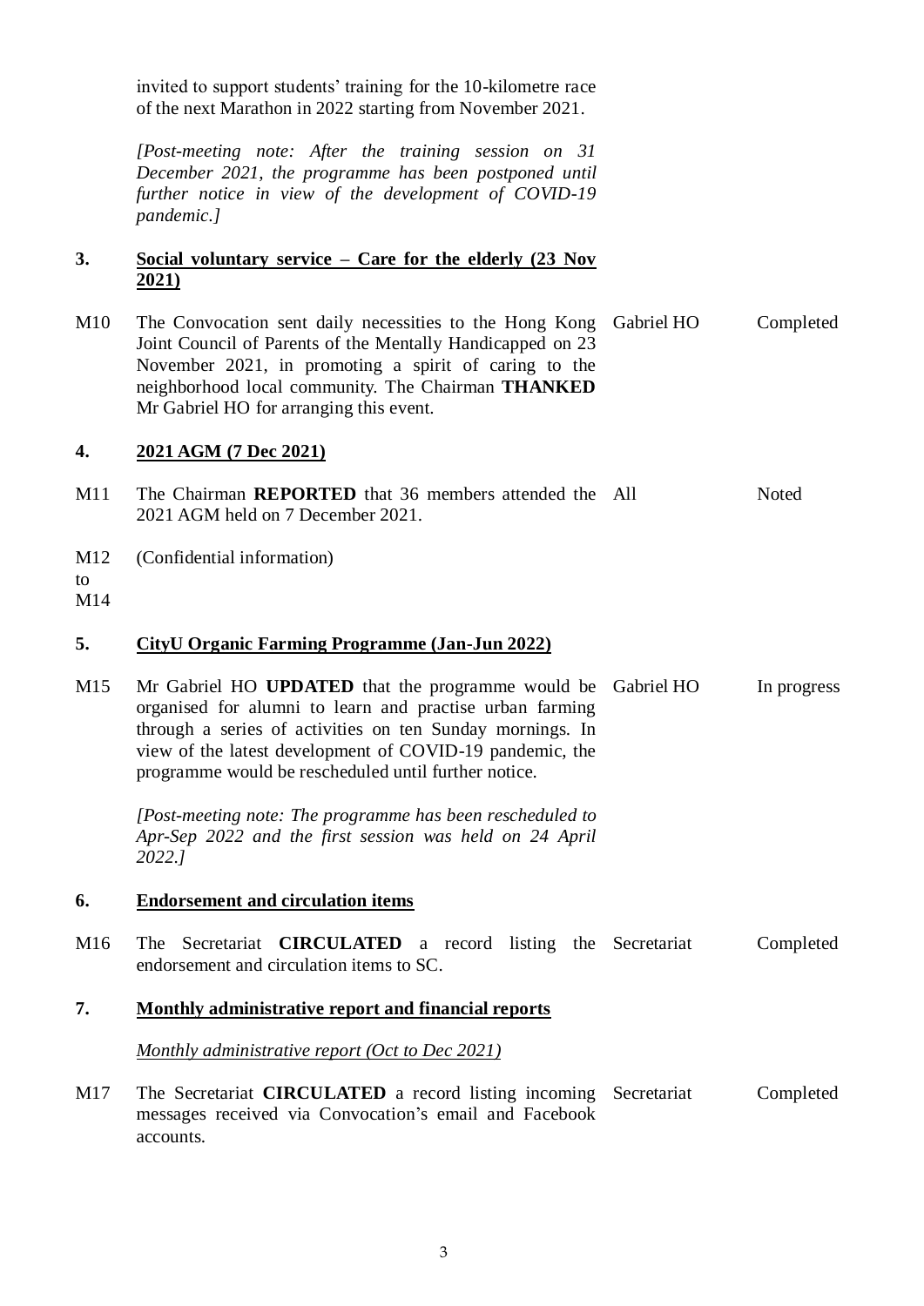|  |  |  |  |
|---|---|---|---|
|  | invited to support students' training for the 10-kilometre race of the next Marathon in 2022 starting from November 2021.<br><br>*[Post-meeting note: After the training session on 31 December 2021, the programme has been postponed until further notice in view of the development of COVID-19 pandemic.]* |  |  |
| **3.** | **<u>Social voluntary service – Care for the elderly (23 Nov 2021)</u>** |  |  |
| M10 | The Convocation sent daily necessities to the Hong Kong Joint Council of Parents of the Mentally Handicapped on 23 November 2021, in promoting a spirit of caring to the neighborhood local community. The Chairman **THANKED** Mr Gabriel HO for arranging this event. | Gabriel HO | Completed |
| **4.** | **<u>2021 AGM (7 Dec 2021)</u>** |  |  |
| M11 | The Chairman **REPORTED** that 36 members attended the 2021 AGM held on 7 December 2021. | All | Noted |
| M12 to M14 | (Confidential information) |  |  |
| **5.** | **<u>CityU Organic Farming Programme (Jan-Jun 2022)</u>** |  |  |
| M15 | Mr Gabriel HO **UPDATED** that the programme would be organised for alumni to learn and practise urban farming through a series of activities on ten Sunday mornings. In view of the latest development of COVID-19 pandemic, the programme would be rescheduled until further notice.<br><br>*[Post-meeting note: The programme has been rescheduled to Apr-Sep 2022 and the first session was held on 24 April 2022.]* | Gabriel HO | In progress |
| **6.** | **<u>Endorsement and circulation items</u>** |  |  |
| M16 | The Secretariat **CIRCULATED** a record listing the endorsement and circulation items to SC. | Secretariat | Completed |
| **7.** | **<u>Monthly administrative report and financial reports</u>** |  |  |
|  | *<u>Monthly administrative report (Oct to Dec 2021)</u>* |  |  |
| M17 | The Secretariat **CIRCULATED** a record listing incoming messages received via Convocation's email and Facebook accounts. | Secretariat | Completed |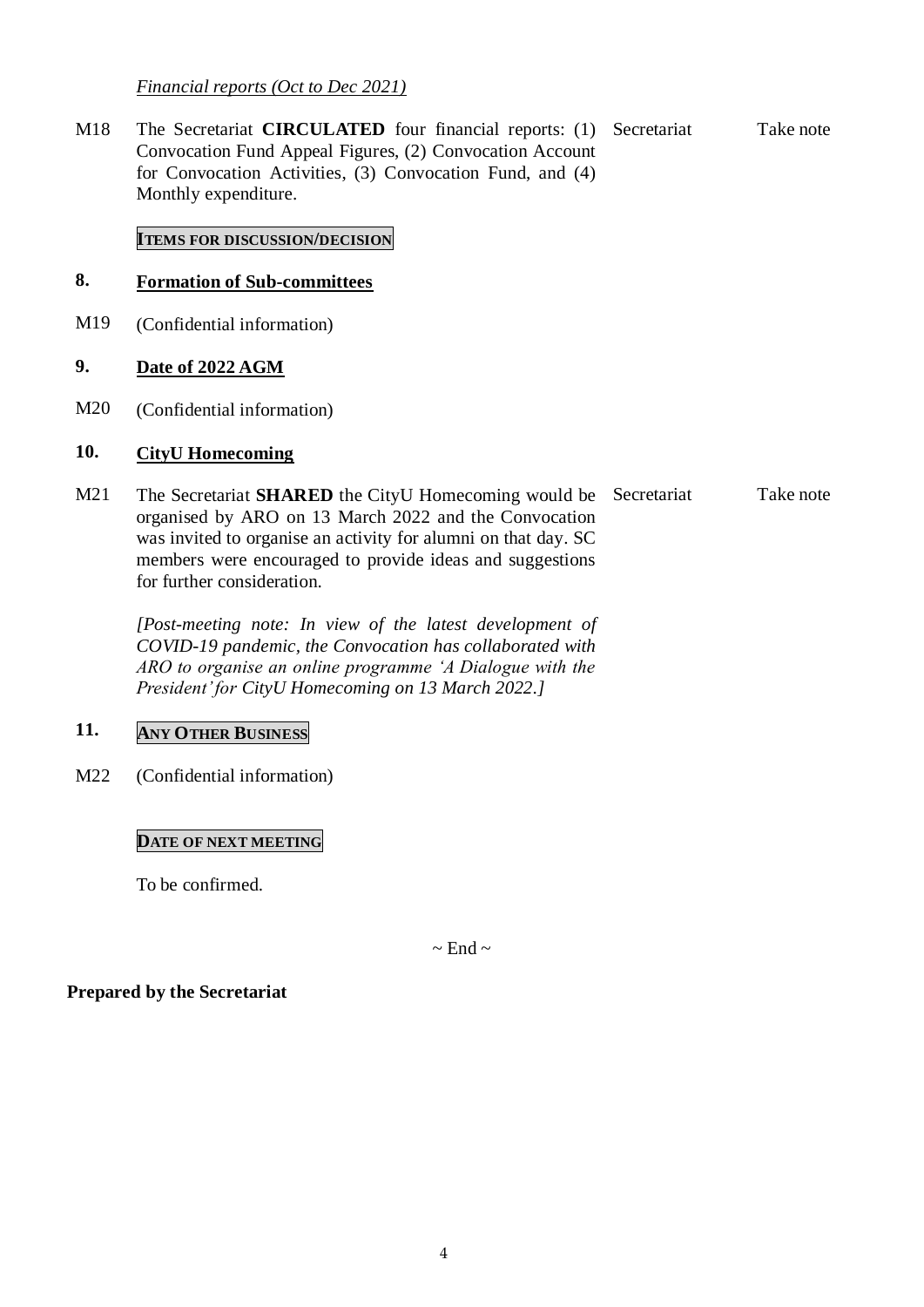*Financial reports (Oct to Dec 2021)*

| | | | |
|---|---|---|---|
| M18 | The Secretariat **CIRCULATED** four financial reports: (1) Convocation Fund Appeal Figures, (2) Convocation Account for Convocation Activities, (3) Convocation Fund, and (4) Monthly expenditure. | Secretariat | Take note |

**ITEMS FOR DISCUSSION/DECISION**

## 8. Formation of Sub-committees

M19 (Confidential information)

## 9. Date of 2022 AGM

M20 (Confidential information)

## 10. CityU Homecoming

| | | | |
|---|---|---|---|
| M21 | The Secretariat **SHARED** the CityU Homecoming would be organised by ARO on 13 March 2022 and the Convocation was invited to organise an activity for alumni on that day. SC members were encouraged to provide ideas and suggestions for further consideration. | Secretariat | Take note |

*[Post-meeting note: In view of the latest development of COVID-19 pandemic, the Convocation has collaborated with ARO to organise an online programme 'A Dialogue with the President' for CityU Homecoming on 13 March 2022.]*

## 11. ANY OTHER BUSINESS

M22 (Confidential information)

**DATE OF NEXT MEETING**

To be confirmed.

~ End ~

**Prepared by the Secretariat**